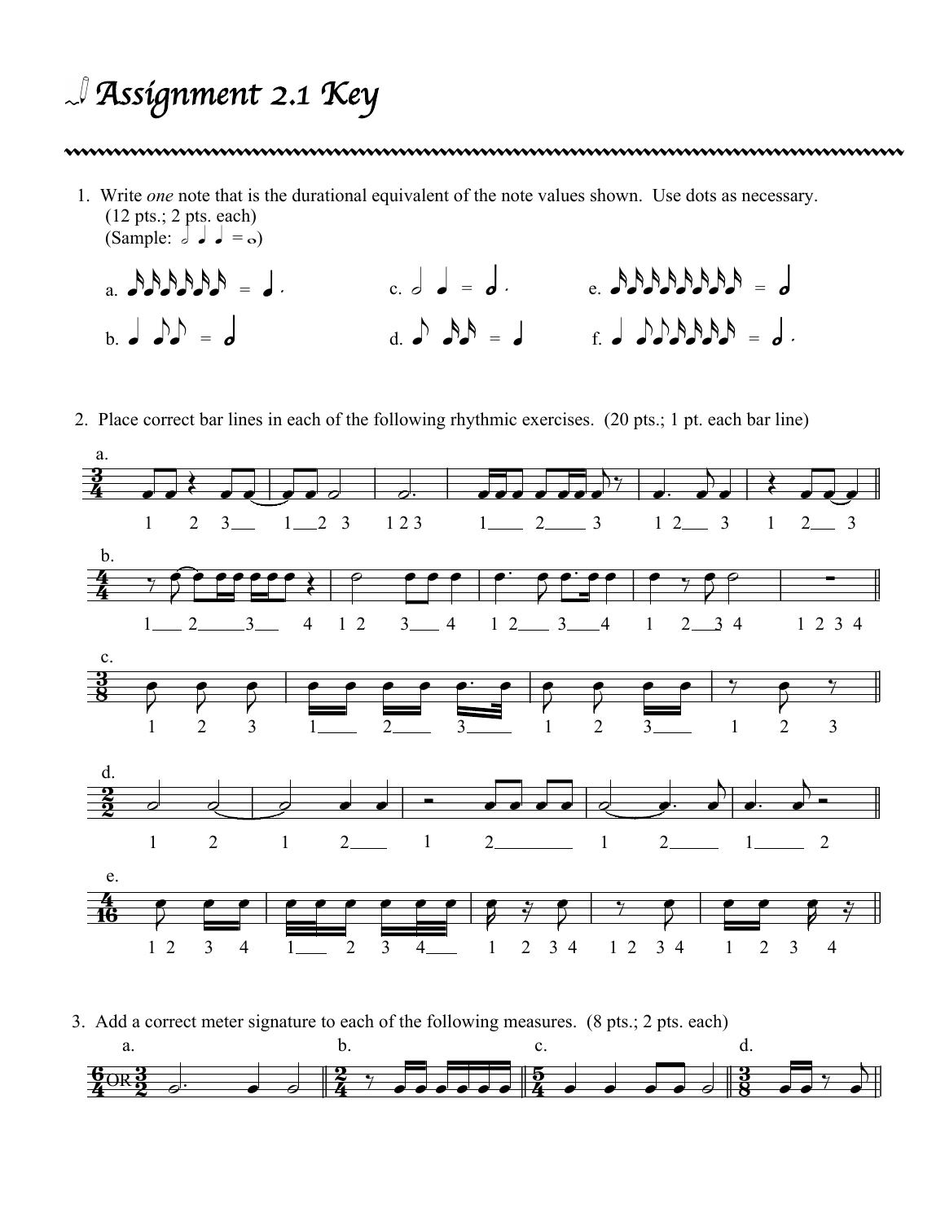# Assignment 2.1 Key

1. Write *one* note that is the durational equivalent of the note values shown. Use dots as necessary. (12 pts.; 2 pts. each)
   (Sample: 𝅗𝅥 ♩ ♩ = 𝅝)

   a. 𝅘𝅥𝅯𝅘𝅥𝅯𝅘𝅥𝅯𝅘𝅥𝅯𝅘𝅥𝅯𝅘𝅥𝅯 = ♩.

   b. ♩ ♪♪ = 𝅗𝅥

   c. 𝅗𝅥 ♩ = 𝅗𝅥.

   d. ♪ 𝅘𝅥𝅯𝅘𝅥𝅯 = ♩

   e. 𝅘𝅥𝅯𝅘𝅥𝅯𝅘𝅥𝅯𝅘𝅥𝅯𝅘𝅥𝅯𝅘𝅥𝅯𝅘𝅥𝅯𝅘𝅥𝅯 = 𝅗𝅥

   f. ♩ ♪♪𝅘𝅥𝅯𝅘𝅥𝅯𝅘𝅥𝅯𝅘𝅥𝅯 = 𝅗𝅥.

2. Place correct bar lines in each of the following rhythmic exercises. (20 pts.; 1 pt. each bar line)

   a. 3/4
   1 2 3___ 1___2 3 | 1 2 3 | 1____ 2_____ 3 | 1 2___ 3 | 1 2___ 3

   b. 4/4
   1___ 2_____3___ 4 | 1 2 3___ 4 | 1 2___ 3____4 | 1 2___3 4 | 1 2 3 4

   c. 3/8
   1 2 3 | 1____ 2____ 3_____ | 1 2 3____ | 1 2 3

   d. 2/2
   1 2 | 1 2____ | 1 2_________ | 1 2______ | 1______ 2

   e. 4/16
   1 2 3 4 | 1___ 2 3 4___ | 1 2 3 4 | 1 2 3 4 | 1 2 3 4

3. Add a correct meter signature to each of the following measures. (8 pts.; 2 pts. each)

   a. 6/4 OR 3/2

   b. 2/4

   c. 5/4

   d. 3/8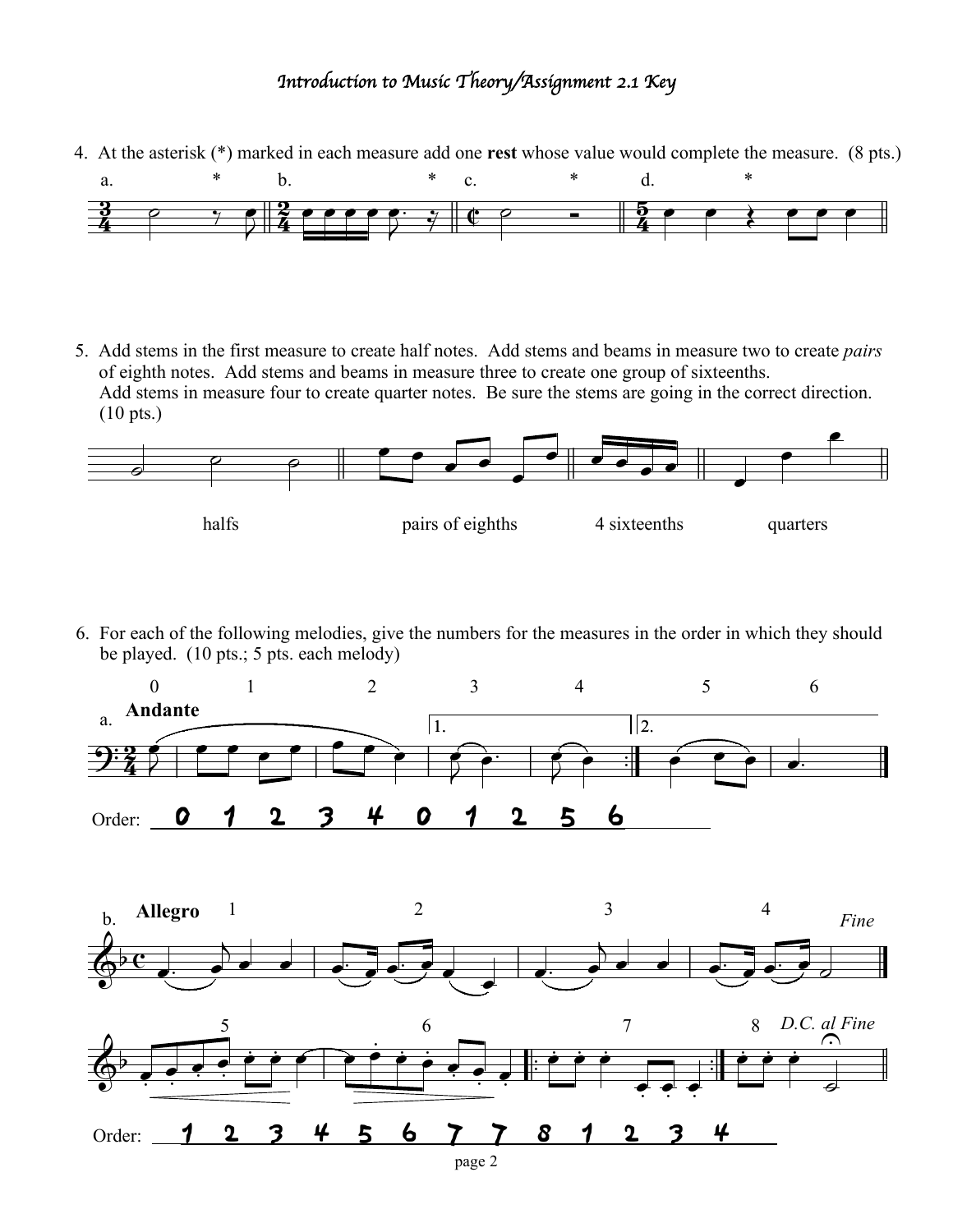*Introduction to Music Theory/Assignment 2.1 Key*

4. At the asterisk (*) marked in each measure add one **rest** whose value would complete the measure. (8 pts.)

a. * b. * c. * d. *

5. Add stems in the first measure to create half notes. Add stems and beams in measure two to create *pairs* of eighth notes. Add stems and beams in measure three to create one group of sixteenths. Add stems in measure four to create quarter notes. Be sure the stems are going in the correct direction. (10 pts.)

halfs pairs of eighths 4 sixteenths quarters

6. For each of the following melodies, give the numbers for the measures in the order in which they should be played. (10 pts.; 5 pts. each melody)

a. **Andante**

0 1 2 3 4 5 6

1. 2.

Order: 0 1 2 3 4 0 1 2 5 6

b. **Allegro**

1 2 3 4 *Fine*

5 6 7 8 *D.C. al Fine*

Order: 1 2 3 4 5 6 7 7 8 1 2 3 4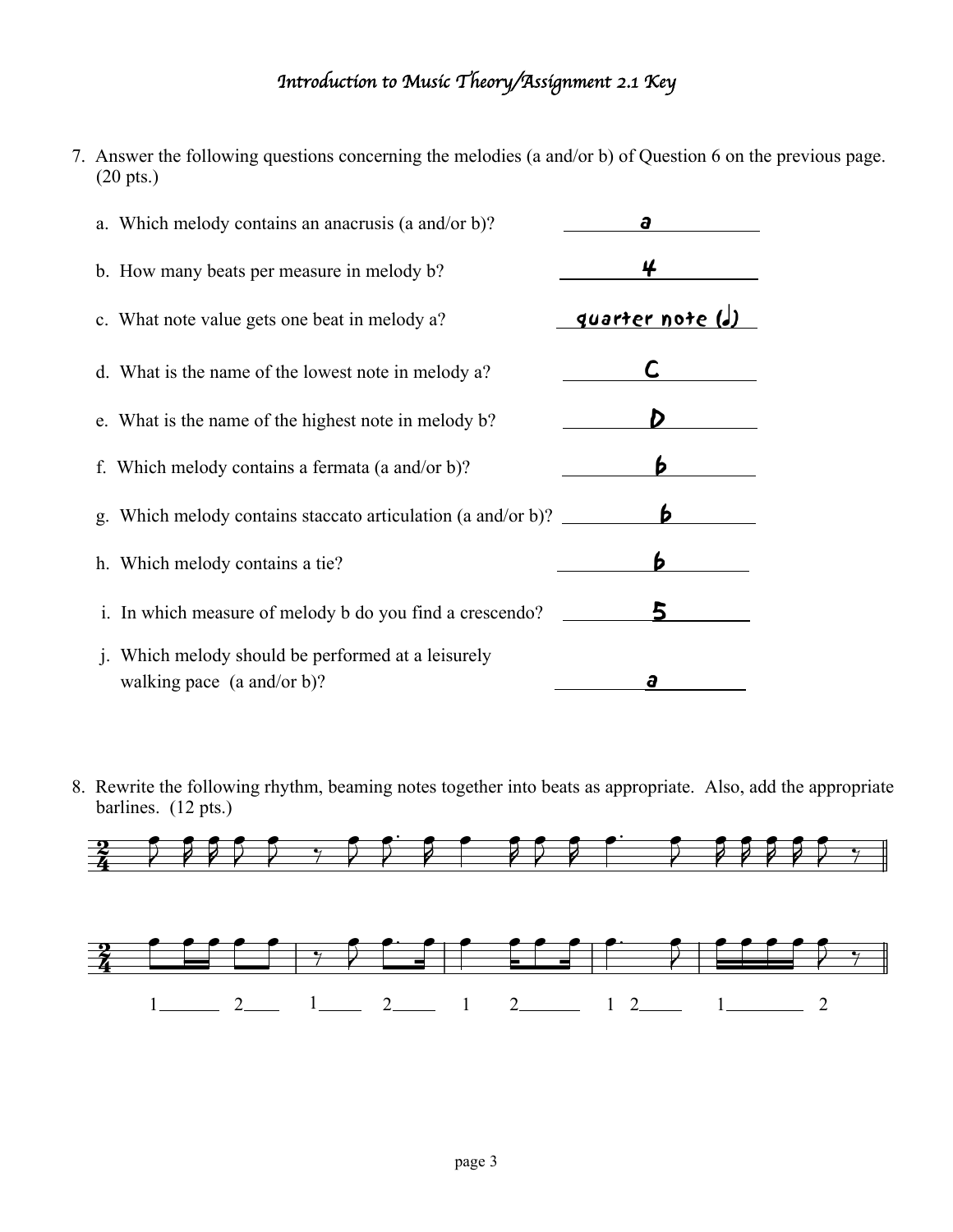# Introduction to Music Theory/Assignment 2.1 Key

7. Answer the following questions concerning the melodies (a and/or b) of Question 6 on the previous page. (20 pts.)

   a. Which melody contains an anacrusis (a and/or b)? **a**

   b. How many beats per measure in melody b? **4**

   c. What note value gets one beat in melody a? **quarter note (♩)**

   d. What is the name of the lowest note in melody a? **C**

   e. What is the name of the highest note in melody b? **D**

   f. Which melody contains a fermata (a and/or b)? **b**

   g. Which melody contains staccato articulation (a and/or b)? **b**

   h. Which melody contains a tie? **b**

   i. In which measure of melody b do you find a crescendo? **5**

   j. Which melody should be performed at a leisurely walking pace (a and/or b)? **a**

8. Rewrite the following rhythm, beaming notes together into beats as appropriate. Also, add the appropriate barlines. (12 pts.)

1\_\_\_\_\_\_ 2\_\_\_\_ 1\_\_\_\_\_ 2\_\_\_\_\_ 1 2\_\_\_\_\_\_ 1 2\_\_\_\_\_ 1\_\_\_\_\_\_\_\_ 2